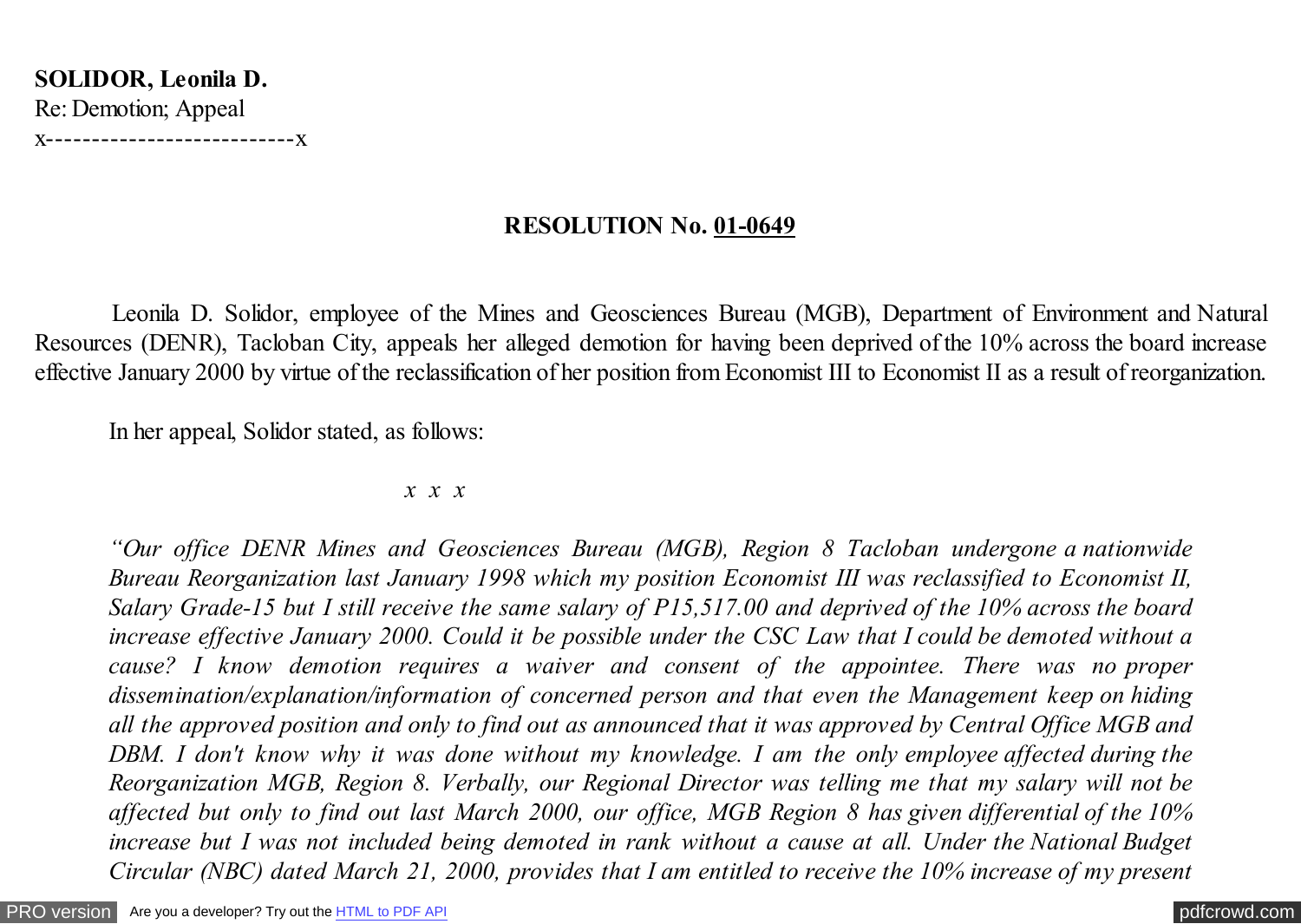**SOLIDOR, Leonila D.**
Re: Demotion; Appeal
x---------------------------x

**RESOLUTION No. 01-0649**

Leonila D. Solidor, employee of the Mines and Geosciences Bureau (MGB), Department of Environment and Natural Resources (DENR), Tacloban City, appeals her alleged demotion for having been deprived of the 10% across the board increase effective January 2000 by virtue of the reclassification of her position from Economist III to Economist II as a result of reorganization.

In her appeal, Solidor stated, as follows:

*x x x*

*"Our office DENR Mines and Geosciences Bureau (MGB), Region 8 Tacloban undergone a nationwide Bureau Reorganization last January 1998 which my position Economist III was reclassified to Economist II, Salary Grade-15 but I still receive the same salary of P15,517.00 and deprived of the 10% across the board increase effective January 2000. Could it be possible under the CSC Law that I could be demoted without a cause? I know demotion requires a waiver and consent of the appointee. There was no proper dissemination/explanation/information of concerned person and that even the Management keep on hiding all the approved position and only to find out as announced that it was approved by Central Office MGB and DBM. I don't know why it was done without my knowledge. I am the only employee affected during the Reorganization MGB, Region 8. Verbally, our Regional Director was telling me that my salary will not be affected but only to find out last March 2000, our office, MGB Region 8 has given differential of the 10% increase but I was not included being demoted in rank without a cause at all. Under the National Budget Circular (NBC) dated March 21, 2000, provides that I am entitled to receive the 10% increase of my present*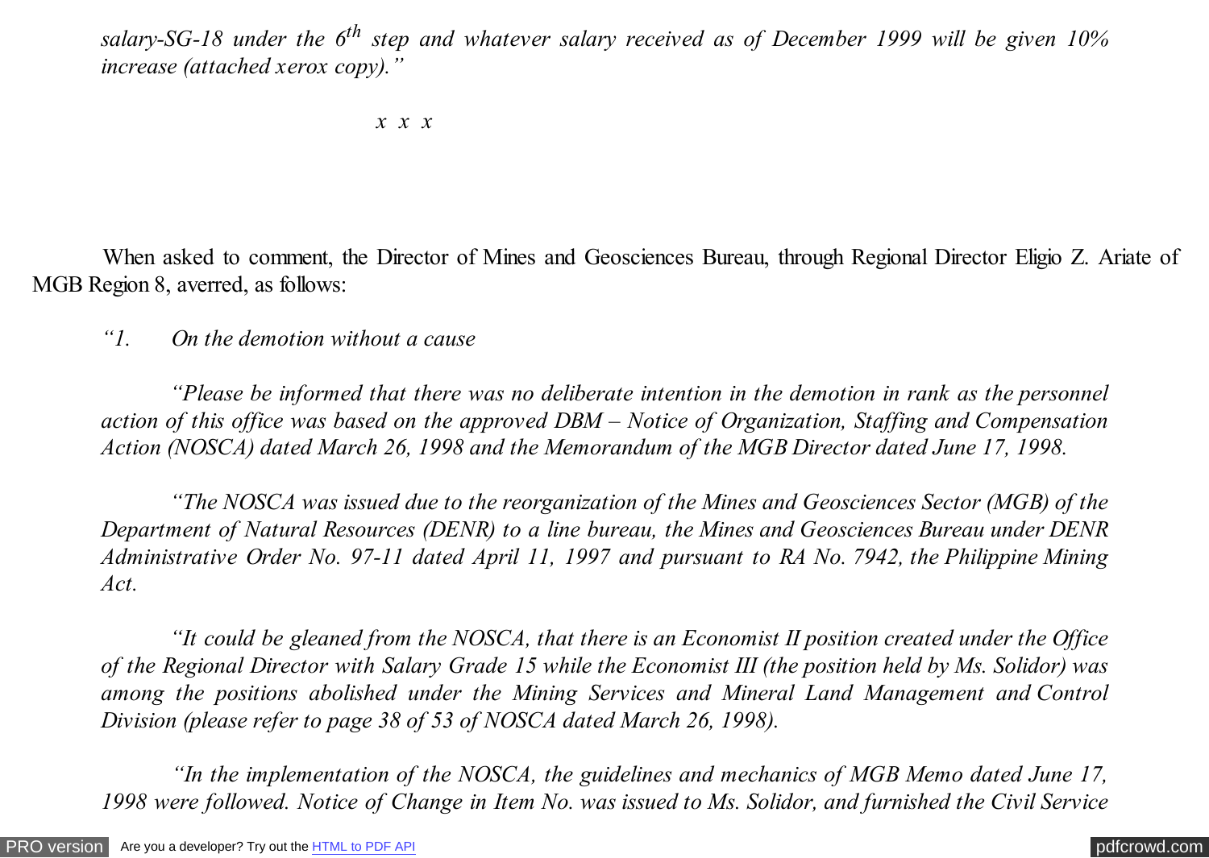*salary-SG-18 under the 6th step and whatever salary received as of December 1999 will be given 10% increase (attached xerox copy)."*

*x x x*

When asked to comment, the Director of Mines and Geosciences Bureau, through Regional Director Eligio Z. Ariate of MGB Region 8, averred, as follows:

*"1. On the demotion without a cause*

*"Please be informed that there was no deliberate intention in the demotion in rank as the personnel action of this office was based on the approved DBM – Notice of Organization, Staffing and Compensation Action (NOSCA) dated March 26, 1998 and the Memorandum of the MGB Director dated June 17, 1998.*

*"The NOSCA was issued due to the reorganization of the Mines and Geosciences Sector (MGB) of the Department of Natural Resources (DENR) to a line bureau, the Mines and Geosciences Bureau under DENR Administrative Order No. 97-11 dated April 11, 1997 and pursuant to RA No. 7942, the Philippine Mining Act.*

*"It could be gleaned from the NOSCA, that there is an Economist II position created under the Office of the Regional Director with Salary Grade 15 while the Economist III (the position held by Ms. Solidor) was among the positions abolished under the Mining Services and Mineral Land Management and Control Division (please refer to page 38 of 53 of NOSCA dated March 26, 1998).*

*"In the implementation of the NOSCA, the guidelines and mechanics of MGB Memo dated June 17, 1998 were followed. Notice of Change in Item No. was issued to Ms. Solidor, and furnished the Civil Service*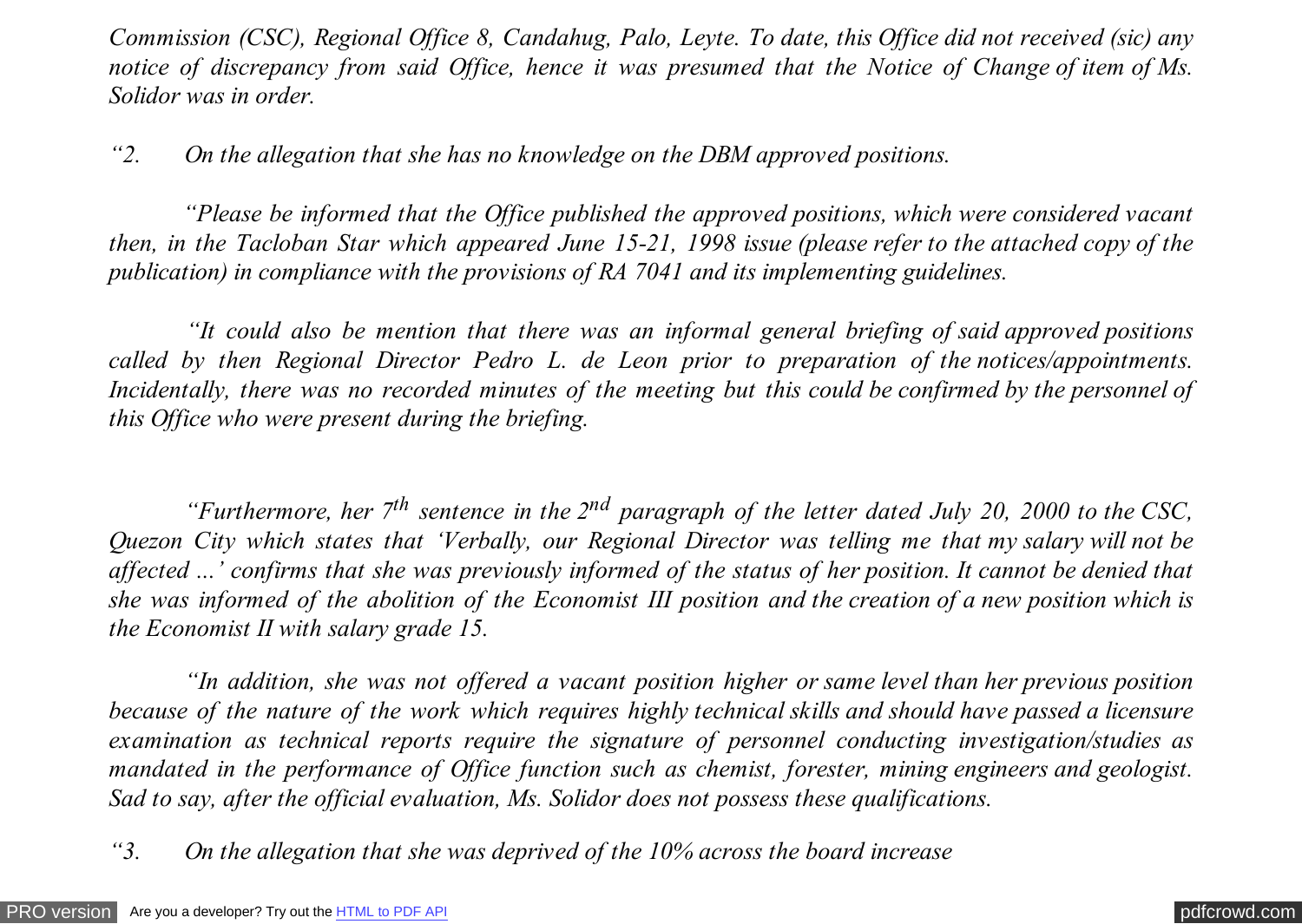*Commission (CSC), Regional Office 8, Candahug, Palo, Leyte. To date, this Office did not received (sic) any notice of discrepancy from said Office, hence it was presumed that the Notice of Change of item of Ms. Solidor was in order.*

*"2. On the allegation that she has no knowledge on the DBM approved positions.*

*"Please be informed that the Office published the approved positions, which were considered vacant then, in the Tacloban Star which appeared June 15-21, 1998 issue (please refer to the attached copy of the publication) in compliance with the provisions of RA 7041 and its implementing guidelines.*

*"It could also be mention that there was an informal general briefing of said approved positions called by then Regional Director Pedro L. de Leon prior to preparation of the notices/appointments. Incidentally, there was no recorded minutes of the meeting but this could be confirmed by the personnel of this Office who were present during the briefing.*

*"Furthermore, her 7th sentence in the 2nd paragraph of the letter dated July 20, 2000 to the CSC, Quezon City which states that 'Verbally, our Regional Director was telling me that my salary will not be affected ...' confirms that she was previously informed of the status of her position. It cannot be denied that she was informed of the abolition of the Economist III position and the creation of a new position which is the Economist II with salary grade 15.*

*"In addition, she was not offered a vacant position higher or same level than her previous position because of the nature of the work which requires highly technical skills and should have passed a licensure examination as technical reports require the signature of personnel conducting investigation/studies as mandated in the performance of Office function such as chemist, forester, mining engineers and geologist. Sad to say, after the official evaluation, Ms. Solidor does not possess these qualifications.*

*"3. On the allegation that she was deprived of the 10% across the board increase*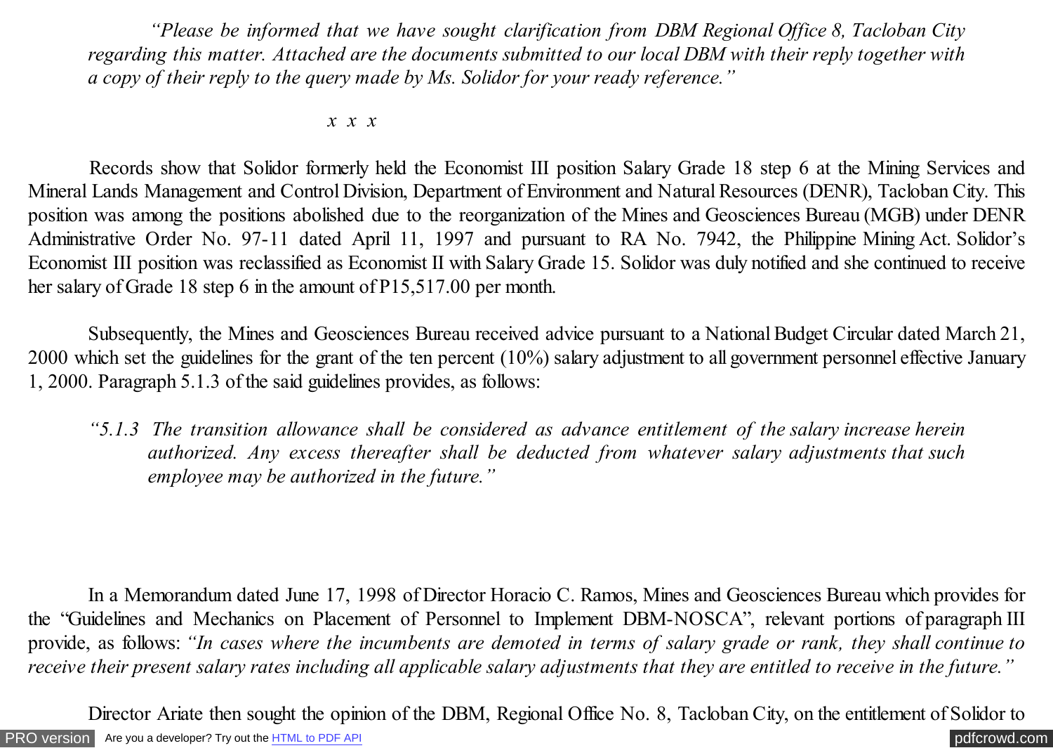*"Please be informed that we have sought clarification from DBM Regional Office 8, Tacloban City regarding this matter. Attached are the documents submitted to our local DBM with their reply together with a copy of their reply to the query made by Ms. Solidor for your ready reference."*

*x x x*

Records show that Solidor formerly held the Economist III position Salary Grade 18 step 6 at the Mining Services and Mineral Lands Management and Control Division, Department of Environment and Natural Resources (DENR), Tacloban City. This position was among the positions abolished due to the reorganization of the Mines and Geosciences Bureau (MGB) under DENR Administrative Order No. 97-11 dated April 11, 1997 and pursuant to RA No. 7942, the Philippine Mining Act. Solidor's Economist III position was reclassified as Economist II with Salary Grade 15. Solidor was duly notified and she continued to receive her salary of Grade 18 step 6 in the amount of P15,517.00 per month.

Subsequently, the Mines and Geosciences Bureau received advice pursuant to a National Budget Circular dated March 21, 2000 which set the guidelines for the grant of the ten percent (10%) salary adjustment to all government personnel effective January 1, 2000. Paragraph 5.1.3 of the said guidelines provides, as follows:

*"5.1.3 The transition allowance shall be considered as advance entitlement of the salary increase herein authorized. Any excess thereafter shall be deducted from whatever salary adjustments that such employee may be authorized in the future."*

In a Memorandum dated June 17, 1998 of Director Horacio C. Ramos, Mines and Geosciences Bureau which provides for the "Guidelines and Mechanics on Placement of Personnel to Implement DBM-NOSCA", relevant portions of paragraph III provide, as follows: *"In cases where the incumbents are demoted in terms of salary grade or rank, they shall continue to receive their present salary rates including all applicable salary adjustments that they are entitled to receive in the future."*

Director Ariate then sought the opinion of the DBM, Regional Office No. 8, Tacloban City, on the entitlement of Solidor to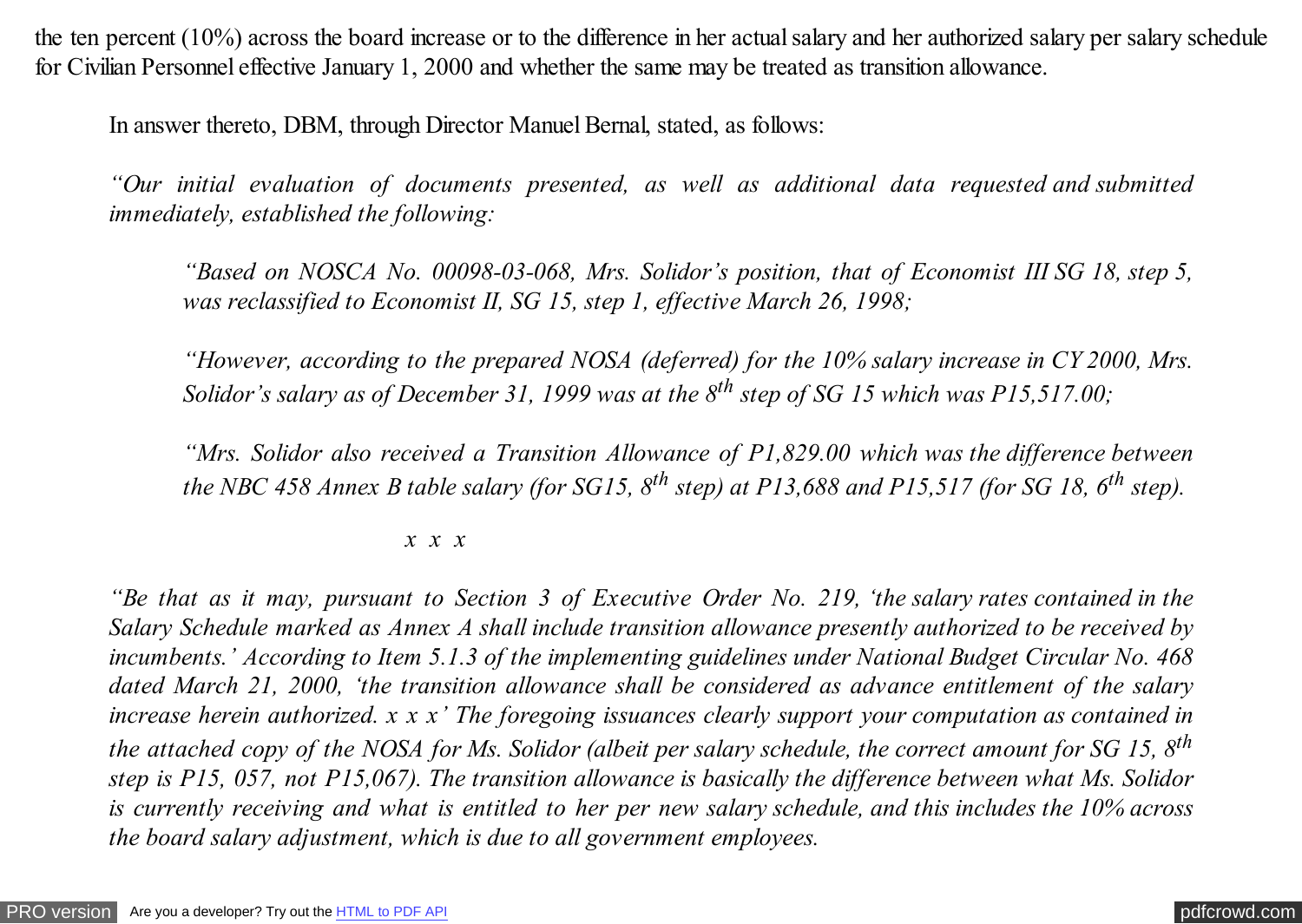the ten percent (10%) across the board increase or to the difference in her actual salary and her authorized salary per salary schedule for Civilian Personnel effective January 1, 2000 and whether the same may be treated as transition allowance.

In answer thereto, DBM, through Director Manuel Bernal, stated, as follows:

*"Our initial evaluation of documents presented, as well as additional data requested and submitted immediately, established the following:*

> *"Based on NOSCA No. 00098-03-068, Mrs. Solidor's position, that of Economist III SG 18, step 5, was reclassified to Economist II, SG 15, step 1, effective March 26, 1998;*
>
> *"However, according to the prepared NOSA (deferred) for the 10% salary increase in CY 2000, Mrs. Solidor's salary as of December 31, 1999 was at the 8th step of SG 15 which was P15,517.00;*
>
> *"Mrs. Solidor also received a Transition Allowance of P1,829.00 which was the difference between the NBC 458 Annex B table salary (for SG15, 8th step) at P13,688 and P15,517 (for SG 18, 6th step).*
>
> *x x x*

*"Be that as it may, pursuant to Section 3 of Executive Order No. 219, 'the salary rates contained in the Salary Schedule marked as Annex A shall include transition allowance presently authorized to be received by incumbents.' According to Item 5.1.3 of the implementing guidelines under National Budget Circular No. 468 dated March 21, 2000, 'the transition allowance shall be considered as advance entitlement of the salary increase herein authorized. x x x' The foregoing issuances clearly support your computation as contained in the attached copy of the NOSA for Ms. Solidor (albeit per salary schedule, the correct amount for SG 15, 8th step is P15, 057, not P15,067). The transition allowance is basically the difference between what Ms. Solidor is currently receiving and what is entitled to her per new salary schedule, and this includes the 10% across the board salary adjustment, which is due to all government employees.*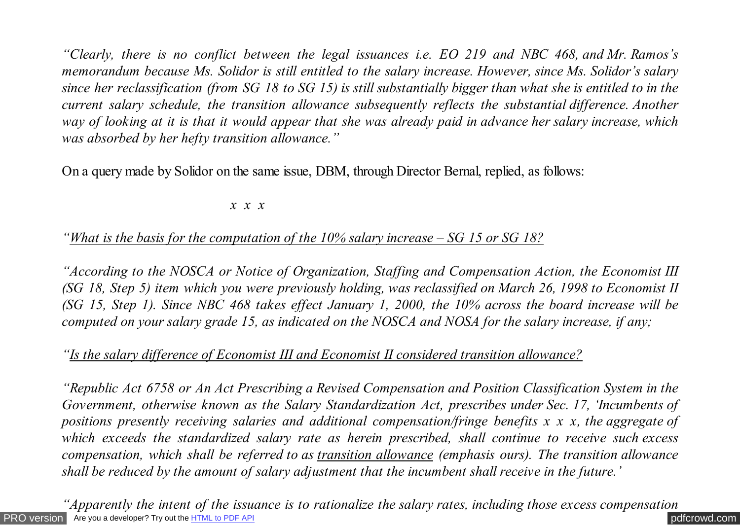*"Clearly, there is no conflict between the legal issuances i.e. EO 219 and NBC 468, and Mr. Ramos's memorandum because Ms. Solidor is still entitled to the salary increase. However, since Ms. Solidor's salary since her reclassification (from SG 18 to SG 15) is still substantially bigger than what she is entitled to in the current salary schedule, the transition allowance subsequently reflects the substantial difference. Another way of looking at it is that it would appear that she was already paid in advance her salary increase, which was absorbed by her hefty transition allowance."*

On a query made by Solidor on the same issue, DBM, through Director Bernal, replied, as follows:

*x x x*

*"<u>What is the basis for the computation of the 10% salary increase – SG 15 or SG 18?</u>*

*"According to the NOSCA or Notice of Organization, Staffing and Compensation Action, the Economist III (SG 18, Step 5) item which you were previously holding, was reclassified on March 26, 1998 to Economist II (SG 15, Step 1). Since NBC 468 takes effect January 1, 2000, the 10% across the board increase will be computed on your salary grade 15, as indicated on the NOSCA and NOSA for the salary increase, if any;*

*"<u>Is the salary difference of Economist III and Economist II considered transition allowance?</u>*

*"Republic Act 6758 or An Act Prescribing a Revised Compensation and Position Classification System in the Government, otherwise known as the Salary Standardization Act, prescribes under Sec. 17, 'Incumbents of positions presently receiving salaries and additional compensation/fringe benefits x x x, the aggregate of which exceeds the standardized salary rate as herein prescribed, shall continue to receive such excess compensation, which shall be referred to as <u>transition allowance</u> (emphasis ours). The transition allowance shall be reduced by the amount of salary adjustment that the incumbent shall receive in the future.'*

*"Apparently the intent of the issuance is to rationalize the salary rates, including those excess compensation*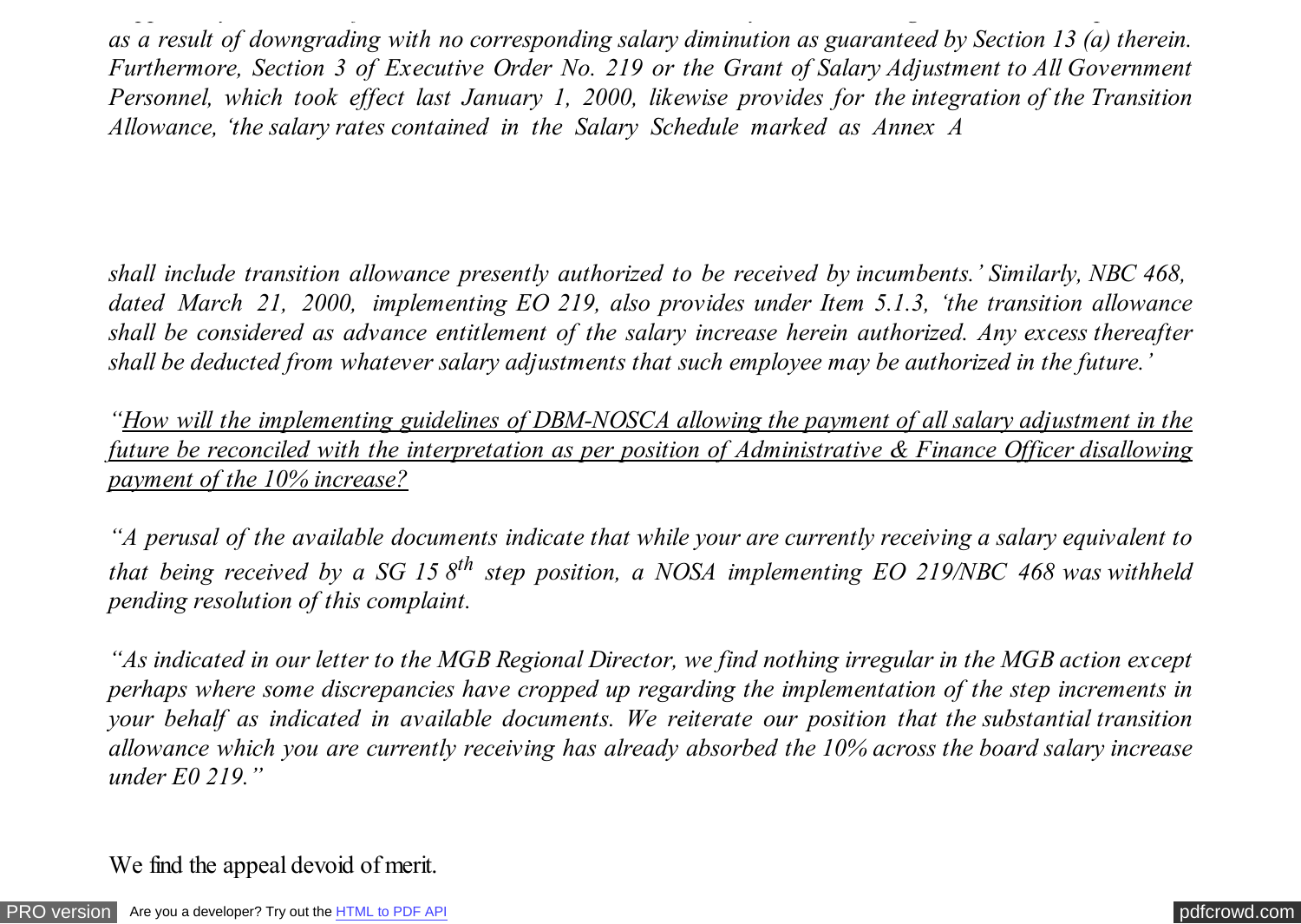*as a result of downgrading with no corresponding salary diminution as guaranteed by Section 13 (a) therein. Furthermore, Section 3 of Executive Order No. 219 or the Grant of Salary Adjustment to All Government Personnel, which took effect last January 1, 2000, likewise provides for the integration of the Transition Allowance, 'the salary rates contained in the Salary Schedule marked as Annex A*

*shall include transition allowance presently authorized to be received by incumbents.' Similarly, NBC 468, dated March 21, 2000, implementing EO 219, also provides under Item 5.1.3, 'the transition allowance shall be considered as advance entitlement of the salary increase herein authorized. Any excess thereafter shall be deducted from whatever salary adjustments that such employee may be authorized in the future.'*

*"<u>How will the implementing guidelines of DBM-NOSCA allowing the payment of all salary adjustment in the future be reconciled with the interpretation as per position of Administrative & Finance Officer disallowing payment of the 10% increase?</u>*

*"A perusal of the available documents indicate that while your are currently receiving a salary equivalent to that being received by a SG 15 8th step position, a NOSA implementing EO 219/NBC 468 was withheld pending resolution of this complaint.*

*"As indicated in our letter to the MGB Regional Director, we find nothing irregular in the MGB action except perhaps where some discrepancies have cropped up regarding the implementation of the step increments in your behalf as indicated in available documents. We reiterate our position that the substantial transition allowance which you are currently receiving has already absorbed the 10% across the board salary increase under E0 219."*

We find the appeal devoid of merit.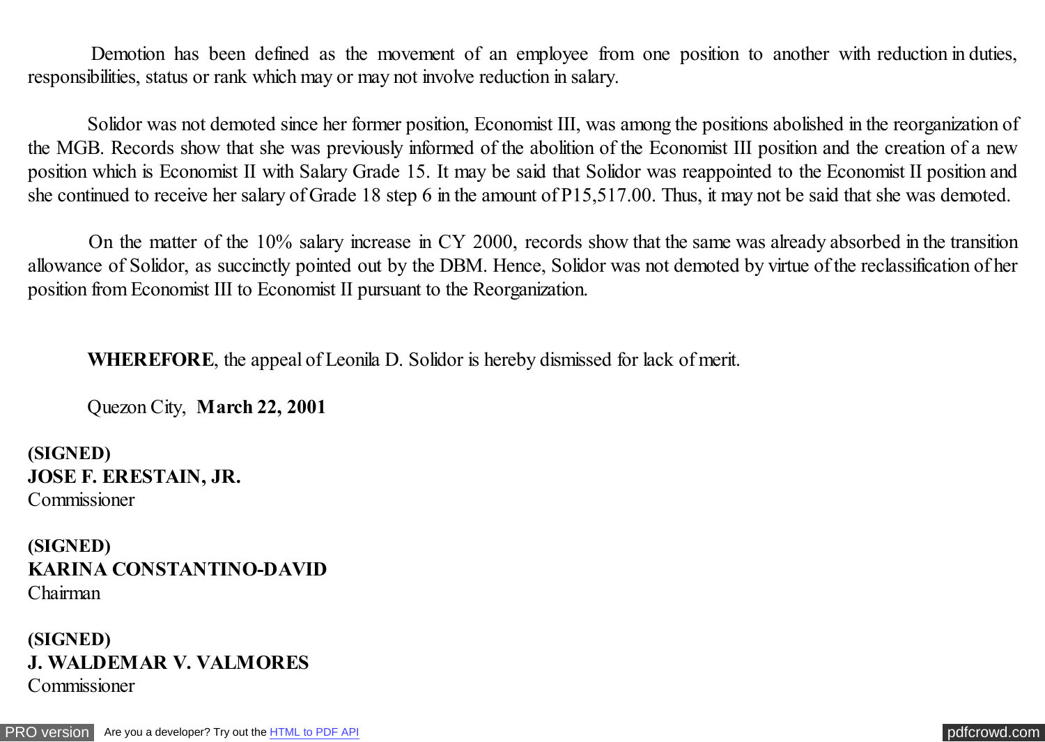Demotion has been defined as the movement of an employee from one position to another with reduction in duties, responsibilities, status or rank which may or may not involve reduction in salary.

Solidor was not demoted since her former position, Economist III, was among the positions abolished in the reorganization of the MGB. Records show that she was previously informed of the abolition of the Economist III position and the creation of a new position which is Economist II with Salary Grade 15. It may be said that Solidor was reappointed to the Economist II position and she continued to receive her salary of Grade 18 step 6 in the amount of P15,517.00. Thus, it may not be said that she was demoted.

On the matter of the 10% salary increase in CY 2000, records show that the same was already absorbed in the transition allowance of Solidor, as succinctly pointed out by the DBM. Hence, Solidor was not demoted by virtue of the reclassification of her position from Economist III to Economist II pursuant to the Reorganization.

**WHEREFORE**, the appeal of Leonila D. Solidor is hereby dismissed for lack of merit.

Quezon City, **March 22, 2001**

**(SIGNED)**
**JOSE F. ERESTAIN, JR.**
Commissioner

**(SIGNED)**
**KARINA CONSTANTINO-DAVID**
Chairman

**(SIGNED)**
**J. WALDEMAR V. VALMORES**
Commissioner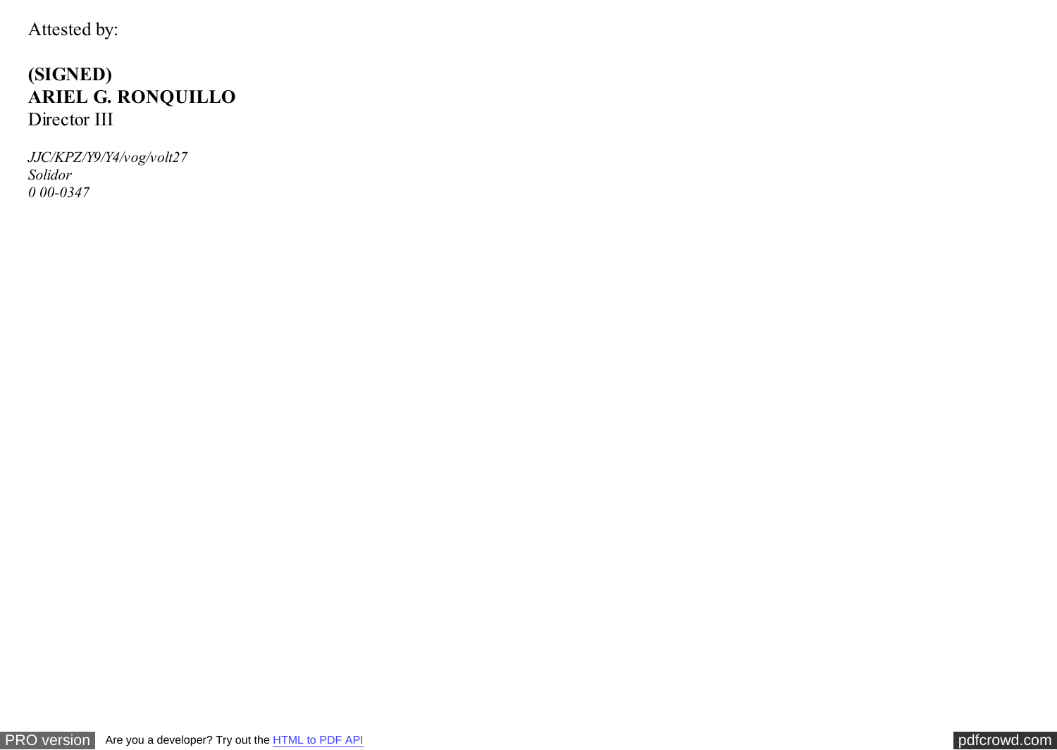Attested by:

**(SIGNED)**
**ARIEL G. RONQUILLO**
Director III

*JJC/KPZ/Y9/Y4/vog/volt27*
*Solidor*
*0 00-0347*